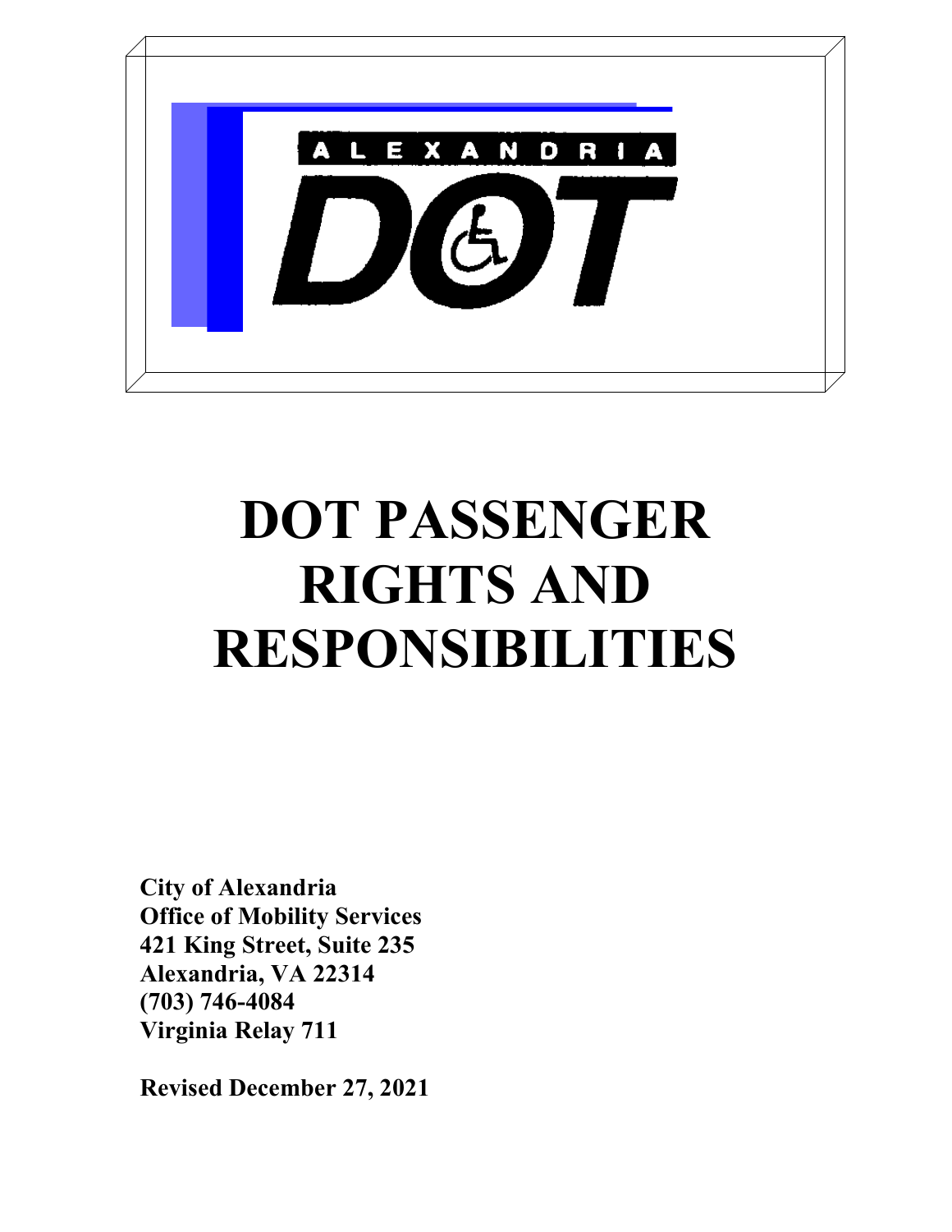ALEXANDRIA

DOT

# DOT PASSENGER RIGHTS AND RESPONSIBILITIES

**City of Alexandria**
**Office of Mobility Services**
**421 King Street, Suite 235**
**Alexandria, VA 22314**
**(703) 746-4084**
**Virginia Relay 711**

**Revised December 27, 2021**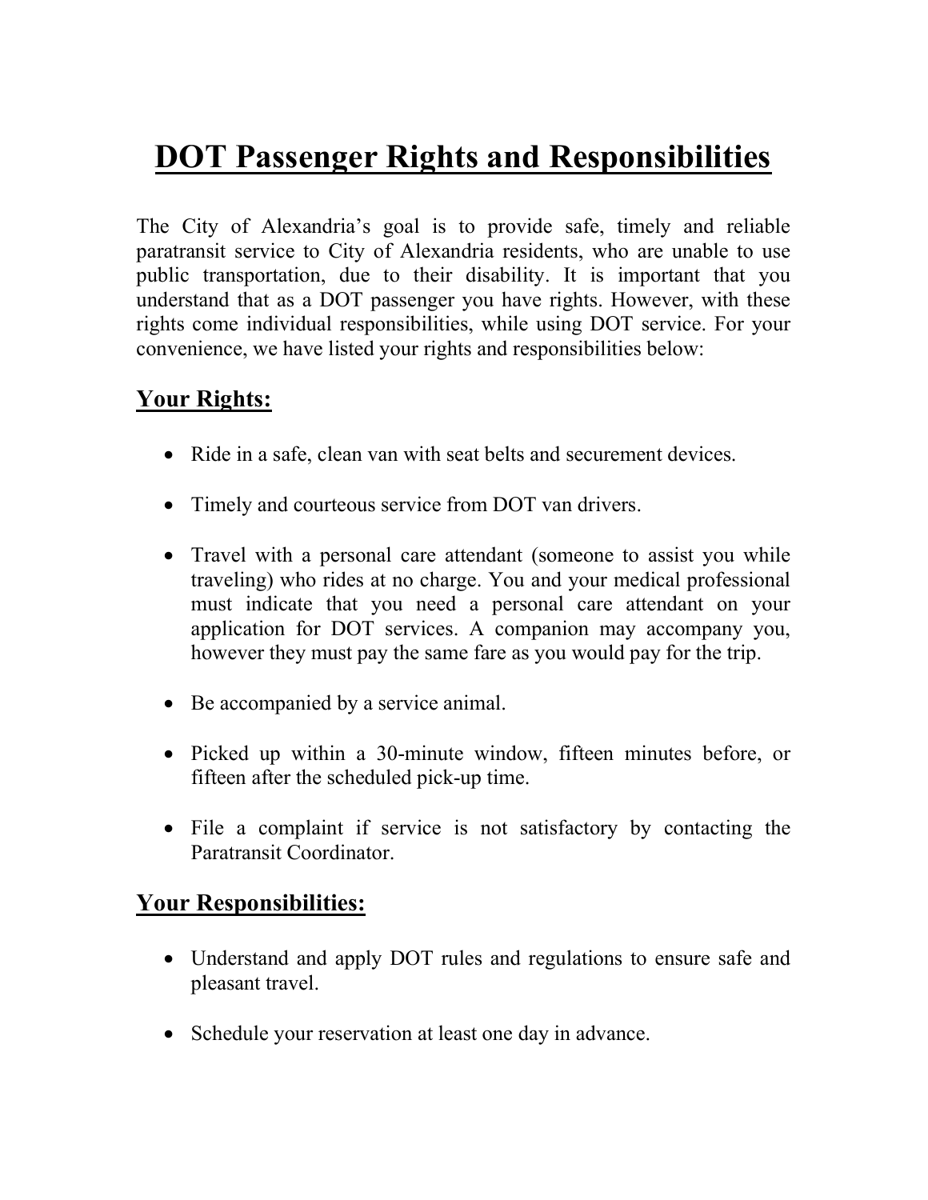# DOT Passenger Rights and Responsibilities

The City of Alexandria's goal is to provide safe, timely and reliable paratransit service to City of Alexandria residents, who are unable to use public transportation, due to their disability. It is important that you understand that as a DOT passenger you have rights. However, with these rights come individual responsibilities, while using DOT service. For your convenience, we have listed your rights and responsibilities below:

## Your Rights:

- Ride in a safe, clean van with seat belts and securement devices.
- Timely and courteous service from DOT van drivers.
- Travel with a personal care attendant (someone to assist you while traveling) who rides at no charge. You and your medical professional must indicate that you need a personal care attendant on your application for DOT services. A companion may accompany you, however they must pay the same fare as you would pay for the trip.
- Be accompanied by a service animal.
- Picked up within a 30-minute window, fifteen minutes before, or fifteen after the scheduled pick-up time.
- File a complaint if service is not satisfactory by contacting the Paratransit Coordinator.

## Your Responsibilities:

- Understand and apply DOT rules and regulations to ensure safe and pleasant travel.
- Schedule your reservation at least one day in advance.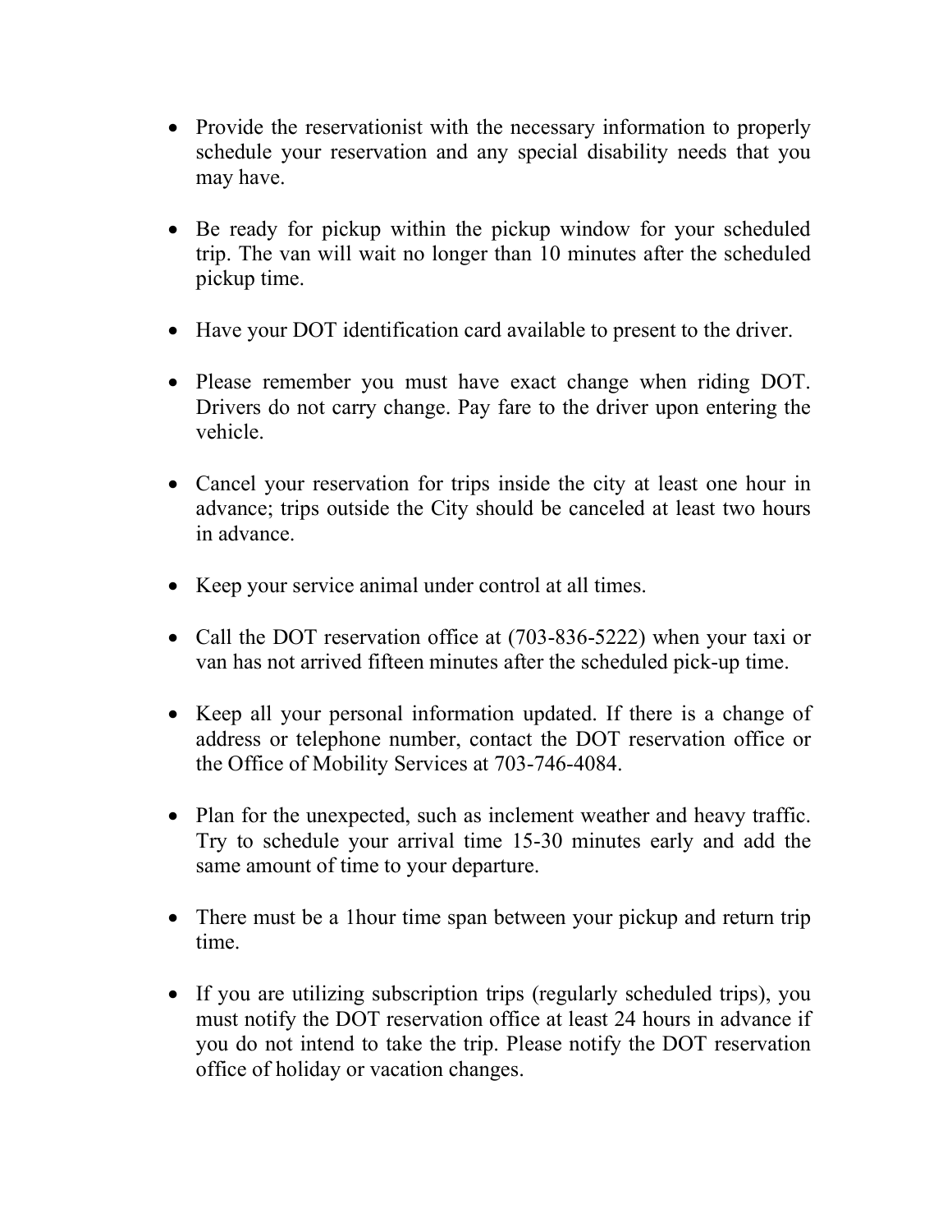- Provide the reservationist with the necessary information to properly schedule your reservation and any special disability needs that you may have.

- Be ready for pickup within the pickup window for your scheduled trip. The van will wait no longer than 10 minutes after the scheduled pickup time.

- Have your DOT identification card available to present to the driver.

- Please remember you must have exact change when riding DOT. Drivers do not carry change. Pay fare to the driver upon entering the vehicle.

- Cancel your reservation for trips inside the city at least one hour in advance; trips outside the City should be canceled at least two hours in advance.

- Keep your service animal under control at all times.

- Call the DOT reservation office at (703-836-5222) when your taxi or van has not arrived fifteen minutes after the scheduled pick-up time.

- Keep all your personal information updated. If there is a change of address or telephone number, contact the DOT reservation office or the Office of Mobility Services at 703-746-4084.

- Plan for the unexpected, such as inclement weather and heavy traffic. Try to schedule your arrival time 15-30 minutes early and add the same amount of time to your departure.

- There must be a 1hour time span between your pickup and return trip time.

- If you are utilizing subscription trips (regularly scheduled trips), you must notify the DOT reservation office at least 24 hours in advance if you do not intend to take the trip. Please notify the DOT reservation office of holiday or vacation changes.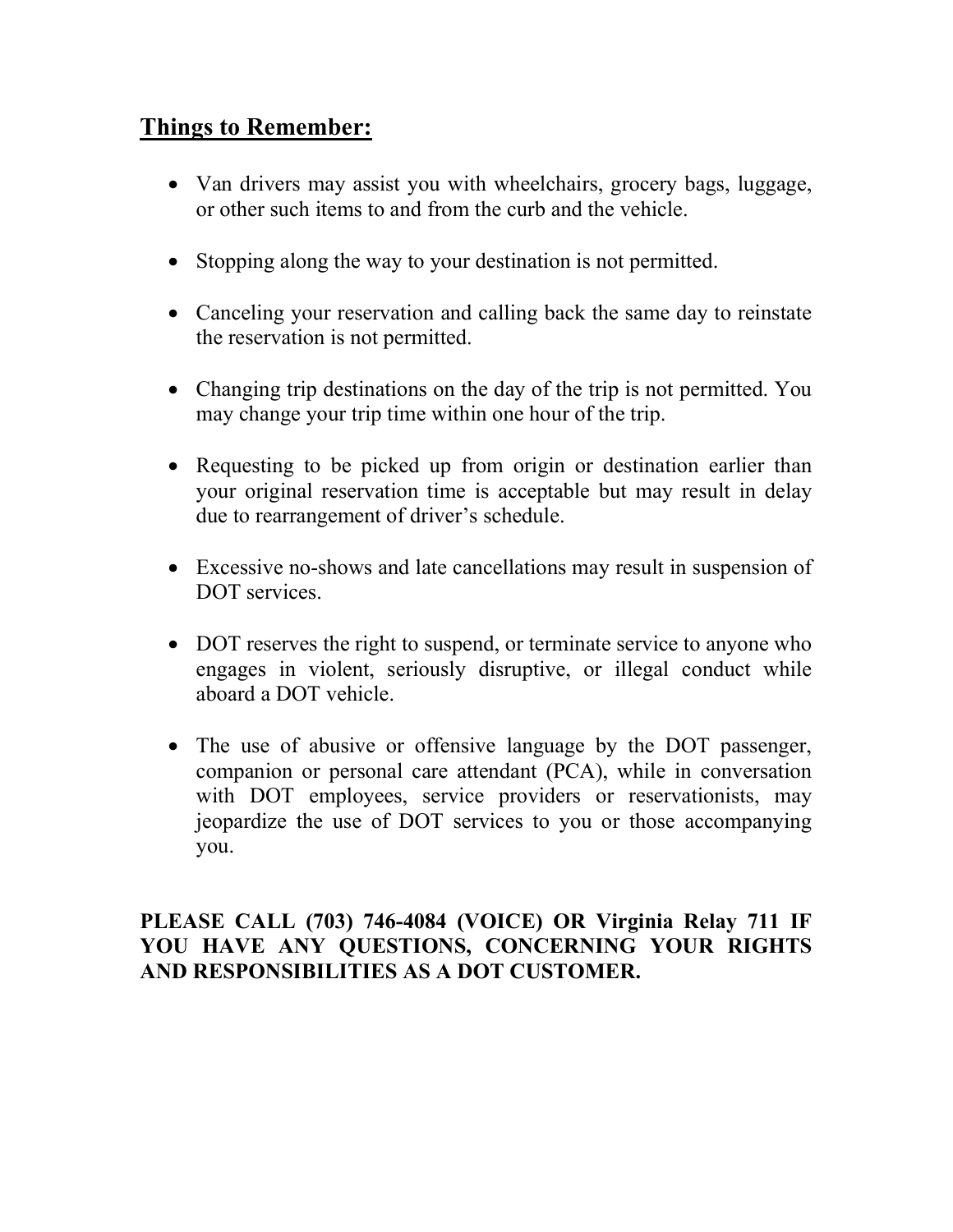## Things to Remember:

- Van drivers may assist you with wheelchairs, grocery bags, luggage, or other such items to and from the curb and the vehicle.
- Stopping along the way to your destination is not permitted.
- Canceling your reservation and calling back the same day to reinstate the reservation is not permitted.
- Changing trip destinations on the day of the trip is not permitted. You may change your trip time within one hour of the trip.
- Requesting to be picked up from origin or destination earlier than your original reservation time is acceptable but may result in delay due to rearrangement of driver's schedule.
- Excessive no-shows and late cancellations may result in suspension of DOT services.
- DOT reserves the right to suspend, or terminate service to anyone who engages in violent, seriously disruptive, or illegal conduct while aboard a DOT vehicle.
- The use of abusive or offensive language by the DOT passenger, companion or personal care attendant (PCA), while in conversation with DOT employees, service providers or reservationists, may jeopardize the use of DOT services to you or those accompanying you.

**PLEASE CALL (703) 746-4084 (VOICE) OR Virginia Relay 711 IF YOU HAVE ANY QUESTIONS, CONCERNING YOUR RIGHTS AND RESPONSIBILITIES AS A DOT CUSTOMER.**